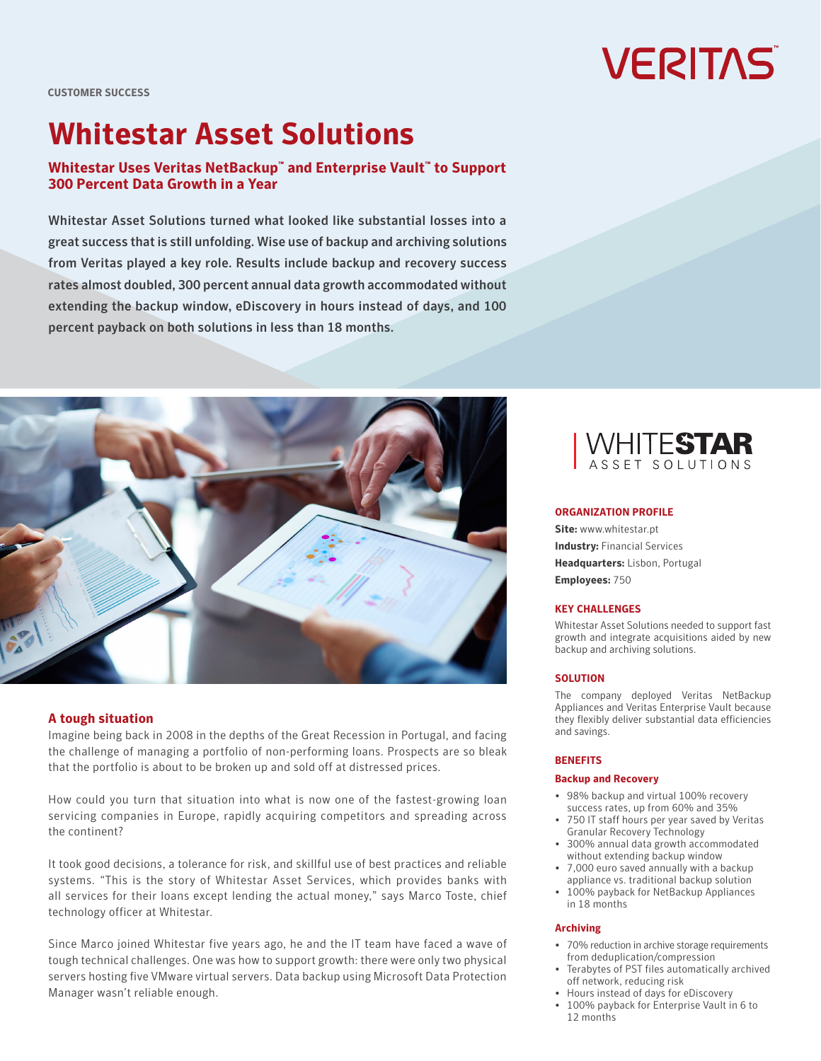CUSTOMER SUCCESS

# Whitestar Asset Solutions

## Whitestar Uses Veritas NetBackup™ and Enterprise Vault™ to Support 300 Percent Data Growth in a Year

**Whitestar Asset Solutions turned what looked like substantial losses into a great success that is still unfolding. Wise use of backup and archiving solutions from Veritas played a key role. Results include backup and recovery success rates almost doubled, 300 percent annual data growth accommodated without extending the backup window, eDiscovery in hours instead of days, and 100 percent payback on both solutions in less than 18 months.**

### A tough situation

Imagine being back in 2008 in the depths of the Great Recession in Portugal, and facing the challenge of managing a portfolio of non-performing loans. Prospects are so bleak that the portfolio is about to be broken up and sold off at distressed prices.

How could you turn that situation into what is now one of the fastest-growing loan servicing companies in Europe, rapidly acquiring competitors and spreading across the continent?

It took good decisions, a tolerance for risk, and skillful use of best practices and reliable systems. "This is the story of Whitestar Asset Services, which provides banks with all services for their loans except lending the actual money," says Marco Toste, chief technology officer at Whitestar.

Since Marco joined Whitestar five years ago, he and the IT team have faced a wave of tough technical challenges. One was how to support growth: there were only two physical servers hosting five VMware virtual servers. Data backup using Microsoft Data Protection Manager wasn't reliable enough.

WHITESTAR ASSET SOLUTIONS

#### ORGANIZATION PROFILE

**Site:** www.whitestar.pt
**Industry:** Financial Services
**Headquarters:** Lisbon, Portugal
**Employees:** 750

#### KEY CHALLENGES

Whitestar Asset Solutions needed to support fast growth and integrate acquisitions aided by new backup and archiving solutions.

#### SOLUTION

The company deployed Veritas NetBackup Appliances and Veritas Enterprise Vault because they flexibly deliver substantial data efficiencies and savings.

#### BENEFITS

**Backup and Recovery**

- 98% backup and virtual 100% recovery success rates, up from 60% and 35%
- 750 IT staff hours per year saved by Veritas Granular Recovery Technology
- 300% annual data growth accommodated without extending backup window
- 7,000 euro saved annually with a backup appliance vs. traditional backup solution
- 100% payback for NetBackup Appliances in 18 months

**Archiving**

- 70% reduction in archive storage requirements from deduplication/compression
- Terabytes of PST files automatically archived off network, reducing risk
- Hours instead of days for eDiscovery
- 100% payback for Enterprise Vault in 6 to 12 months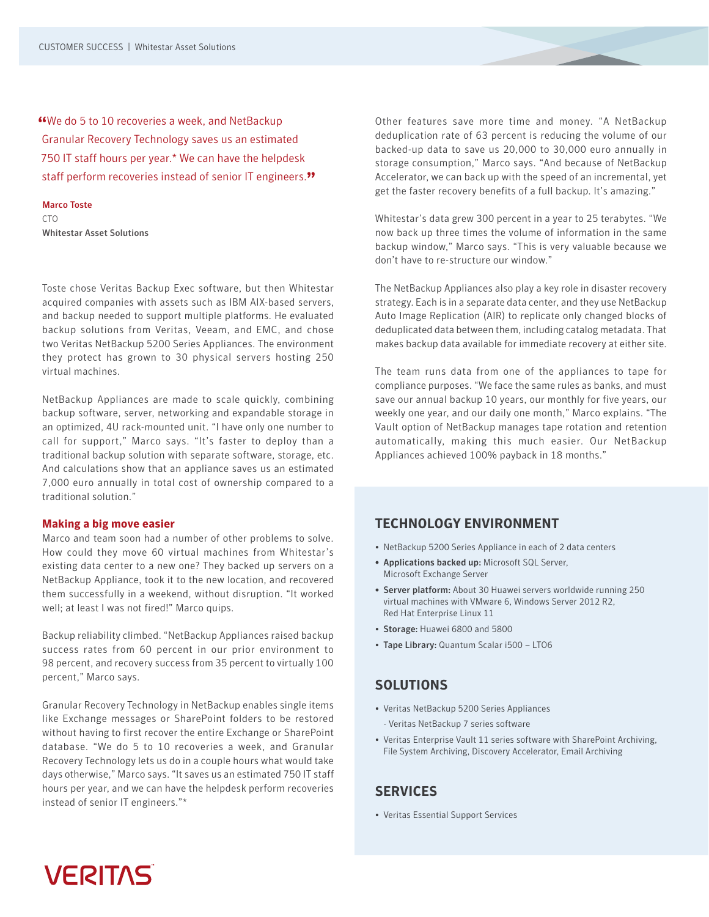> “We do 5 to 10 recoveries a week, and NetBackup Granular Recovery Technology saves us an estimated 750 IT staff hours per year.* We can have the helpdesk staff perform recoveries instead of senior IT engineers.”

**Marco Toste**
CTO
**Whitestar Asset Solutions**

Toste chose Veritas Backup Exec software, but then Whitestar acquired companies with assets such as IBM AIX-based servers, and backup needed to support multiple platforms. He evaluated backup solutions from Veritas, Veeam, and EMC, and chose two Veritas NetBackup 5200 Series Appliances. The environment they protect has grown to 30 physical servers hosting 250 virtual machines.

NetBackup Appliances are made to scale quickly, combining backup software, server, networking and expandable storage in an optimized, 4U rack-mounted unit. “I have only one number to call for support,” Marco says. “It’s faster to deploy than a traditional backup solution with separate software, storage, etc. And calculations show that an appliance saves us an estimated 7,000 euro annually in total cost of ownership compared to a traditional solution.”

### Making a big move easier

Marco and team soon had a number of other problems to solve. How could they move 60 virtual machines from Whitestar’s existing data center to a new one? They backed up servers on a NetBackup Appliance, took it to the new location, and recovered them successfully in a weekend, without disruption. “It worked well; at least I was not fired!” Marco quips.

Backup reliability climbed. “NetBackup Appliances raised backup success rates from 60 percent in our prior environment to 98 percent, and recovery success from 35 percent to virtually 100 percent,” Marco says.

Granular Recovery Technology in NetBackup enables single items like Exchange messages or SharePoint folders to be restored without having to first recover the entire Exchange or SharePoint database. “We do 5 to 10 recoveries a week, and Granular Recovery Technology lets us do in a couple hours what would take days otherwise,” Marco says. “It saves us an estimated 750 IT staff hours per year, and we can have the helpdesk perform recoveries instead of senior IT engineers.”*

Other features save more time and money. “A NetBackup deduplication rate of 63 percent is reducing the volume of our backed-up data to save us 20,000 to 30,000 euro annually in storage consumption,” Marco says. “And because of NetBackup Accelerator, we can back up with the speed of an incremental, yet get the faster recovery benefits of a full backup. It’s amazing.”

Whitestar’s data grew 300 percent in a year to 25 terabytes. “We now back up three times the volume of information in the same backup window,” Marco says. “This is very valuable because we don’t have to re-structure our window.”

The NetBackup Appliances also play a key role in disaster recovery strategy. Each is in a separate data center, and they use NetBackup Auto Image Replication (AIR) to replicate only changed blocks of deduplicated data between them, including catalog metadata. That makes backup data available for immediate recovery at either site.

The team runs data from one of the appliances to tape for compliance purposes. “We face the same rules as banks, and must save our annual backup 10 years, our monthly for five years, our weekly one year, and our daily one month,” Marco explains. “The Vault option of NetBackup manages tape rotation and retention automatically, making this much easier. Our NetBackup Appliances achieved 100% payback in 18 months.”

## TECHNOLOGY ENVIRONMENT

- NetBackup 5200 Series Appliance in each of 2 data centers
- **Applications backed up:** Microsoft SQL Server, Microsoft Exchange Server
- **Server platform:** About 30 Huawei servers worldwide running 250 virtual machines with VMware 6, Windows Server 2012 R2, Red Hat Enterprise Linux 11
- **Storage:** Huawei 6800 and 5800
- **Tape Library:** Quantum Scalar i500 – LTO6

## SOLUTIONS

- Veritas NetBackup 5200 Series Appliances
  - Veritas NetBackup 7 series software
- Veritas Enterprise Vault 11 series software with SharePoint Archiving, File System Archiving, Discovery Accelerator, Email Archiving

## SERVICES

- Veritas Essential Support Services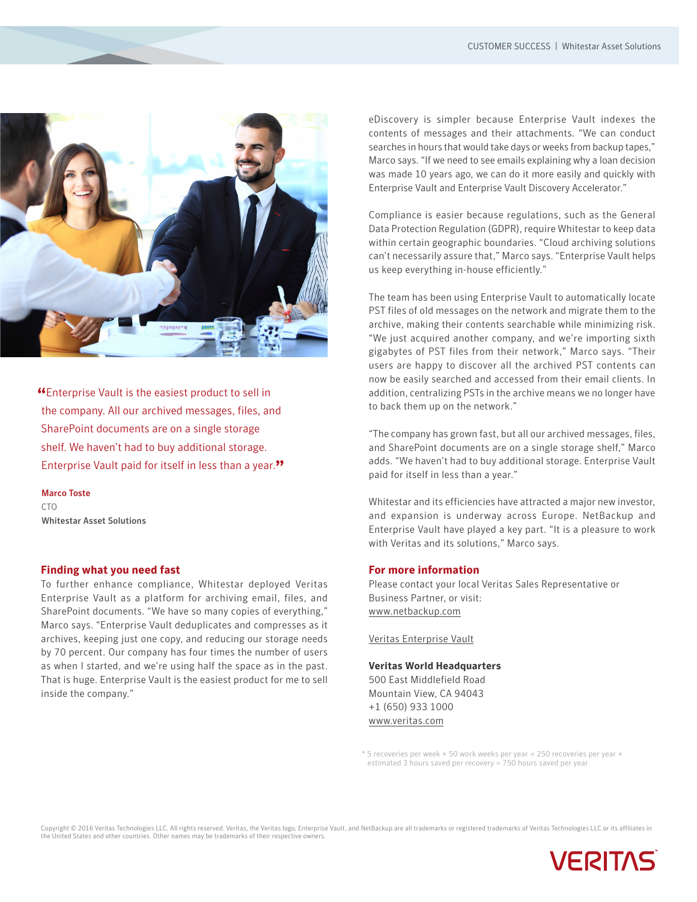> "Enterprise Vault is the easiest product to sell in the company. All our archived messages, files, and SharePoint documents are on a single storage shelf. We haven't had to buy additional storage. Enterprise Vault paid for itself in less than a year."

**Marco Toste**
CTO
**Whitestar Asset Solutions**

## Finding what you need fast

To further enhance compliance, Whitestar deployed Veritas Enterprise Vault as a platform for archiving email, files, and SharePoint documents. "We have so many copies of everything," Marco says. "Enterprise Vault deduplicates and compresses as it archives, keeping just one copy, and reducing our storage needs by 70 percent. Our company has four times the number of users as when I started, and we're using half the space as in the past. That is huge. Enterprise Vault is the easiest product for me to sell inside the company."

eDiscovery is simpler because Enterprise Vault indexes the contents of messages and their attachments. "We can conduct searches in hours that would take days or weeks from backup tapes," Marco says. "If we need to see emails explaining why a loan decision was made 10 years ago, we can do it more easily and quickly with Enterprise Vault and Enterprise Vault Discovery Accelerator."

Compliance is easier because regulations, such as the General Data Protection Regulation (GDPR), require Whitestar to keep data within certain geographic boundaries. "Cloud archiving solutions can't necessarily assure that," Marco says. "Enterprise Vault helps us keep everything in-house efficiently."

The team has been using Enterprise Vault to automatically locate PST files of old messages on the network and migrate them to the archive, making their contents searchable while minimizing risk. "We just acquired another company, and we're importing sixth gigabytes of PST files from their network," Marco says. "Their users are happy to discover all the archived PST contents can now be easily searched and accessed from their email clients. In addition, centralizing PSTs in the archive means we no longer have to back them up on the network."

"The company has grown fast, but all our archived messages, files, and SharePoint documents are on a single storage shelf," Marco adds. "We haven't had to buy additional storage. Enterprise Vault paid for itself in less than a year."

Whitestar and its efficiencies have attracted a major new investor, and expansion is underway across Europe. NetBackup and Enterprise Vault have played a key part. "It is a pleasure to work with Veritas and its solutions," Marco says.

## For more information

Please contact your local Veritas Sales Representative or Business Partner, or visit:
www.netbackup.com

Veritas Enterprise Vault

**Veritas World Headquarters**
500 East Middlefield Road
Mountain View, CA 94043
+1 (650) 933 1000
www.veritas.com

\* 5 recoveries per week × 50 work weeks per year = 250 recoveries per year × estimated 3 hours saved per recovery = 750 hours saved per year

Copyright © 2016 Veritas Technologies LLC. All rights reserved. Veritas, the Veritas logo, Enterprise Vault, and NetBackup are all trademarks or registered trademarks of Veritas Technologies LLC or its affiliates in the United States and other countries. Other names may be trademarks of their respective owners.